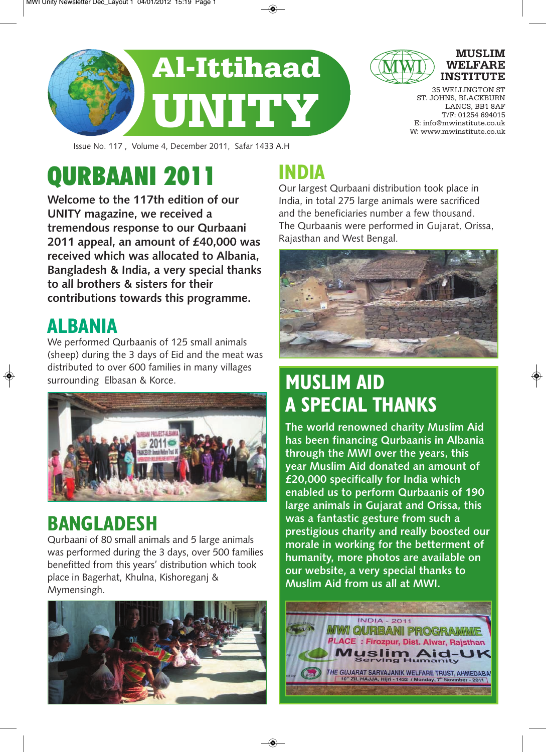# Al-Ittihaad UNITY

**MUSLIM WELFARE INSTITUTE**

35 WELLINGTON ST
ST. JOHNS, BLACKBURN
LANCS, BB1 8AF
T/F: 01254 694015
E: info@mwinstitute.co.uk
W: www.mwinstitute.co.uk

Issue No. 117 , Volume 4, December 2011, Safar 1433 A.H

## QURBAANI 2011

**Welcome to the 117th edition of our UNITY magazine, we received a tremendous response to our Qurbaani 2011 appeal, an amount of £40,000 was received which was allocated to Albania, Bangladesh & India, a very special thanks to all brothers & sisters for their contributions towards this programme.**

## ALBANIA

We performed Qurbaanis of 125 small animals (sheep) during the 3 days of Eid and the meat was distributed to over 600 families in many villages surrounding Elbasan & Korce.

## BANGLADESH

Qurbaani of 80 small animals and 5 large animals was performed during the 3 days, over 500 families benefitted from this years' distribution which took place in Bagerhat, Khulna, Kishoreganj & Mymensingh.

## INDIA

Our largest Qurbaani distribution took place in India, in total 275 large animals were sacrificed and the beneficiaries number a few thousand. The Qurbaanis were performed in Gujarat, Orissa, Rajasthan and West Bengal.

## MUSLIM AID A SPECIAL THANKS

**The world renowned charity Muslim Aid has been financing Qurbaanis in Albania through the MWI over the years, this year Muslim Aid donated an amount of £20,000 specifically for India which enabled us to perform Qurbaanis of 190 large animals in Gujarat and Orissa, this was a fantastic gesture from such a prestigious charity and really boosted our morale in working for the betterment of humanity, more photos are available on our website, a very special thanks to Muslim Aid from us all at MWI.**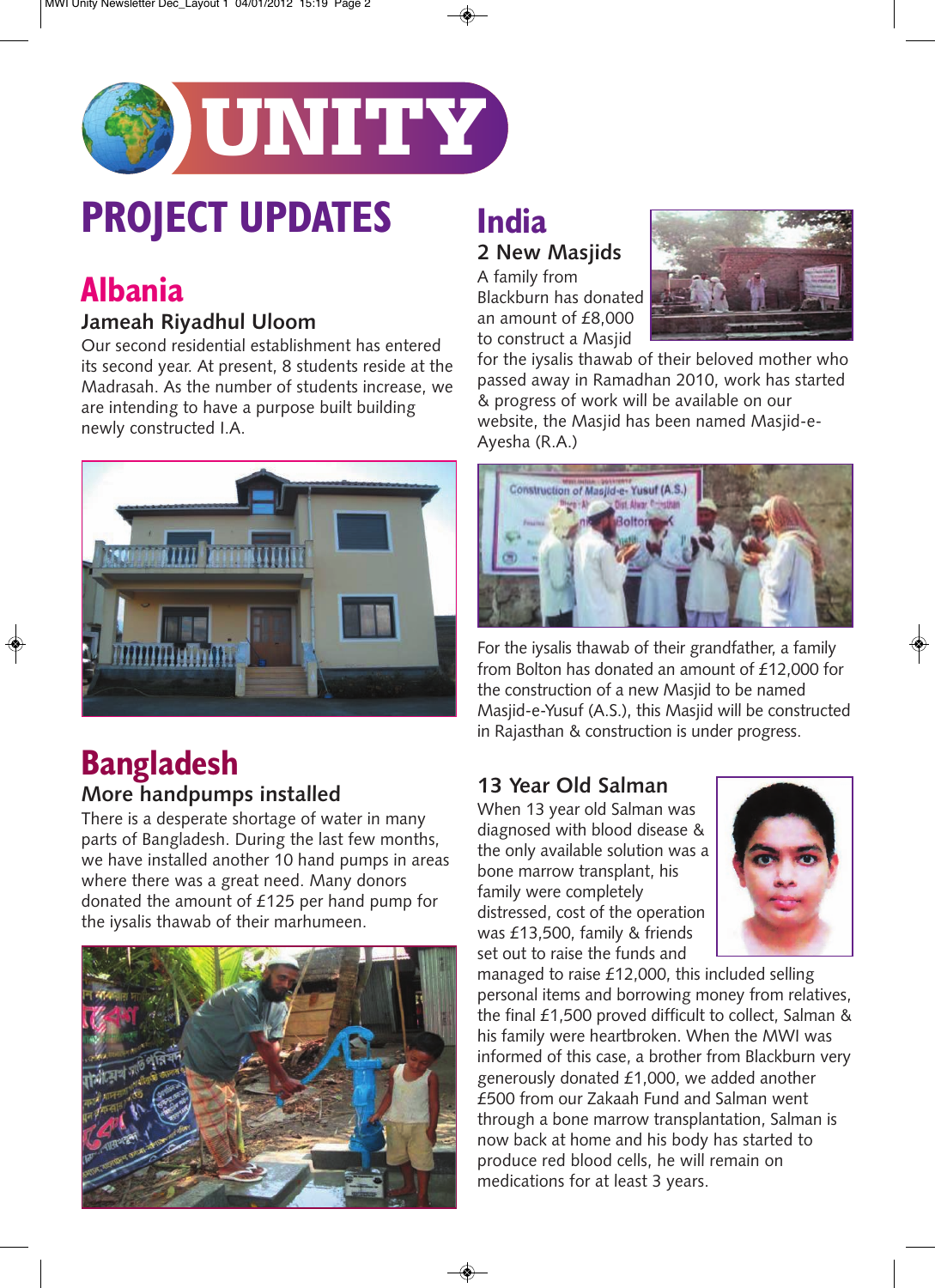# UNITY

# PROJECT UPDATES

## Albania

### Jameah Riyadhul Uloom

Our second residential establishment has entered its second year. At present, 8 students reside at the Madrasah. As the number of students increase, we are intending to have a purpose built building newly constructed I.A.

## Bangladesh

### More handpumps installed

There is a desperate shortage of water in many parts of Bangladesh. During the last few months, we have installed another 10 hand pumps in areas where there was a great need. Many donors donated the amount of £125 per hand pump for the iysalis thawab of their marhumeen.

## India

### 2 New Masjids

A family from Blackburn has donated an amount of £8,000 to construct a Masjid for the iysalis thawab of their beloved mother who passed away in Ramadhan 2010, work has started & progress of work will be available on our website, the Masjid has been named Masjid-e-Ayesha (R.A.)

For the iysalis thawab of their grandfather, a family from Bolton has donated an amount of £12,000 for the construction of a new Masjid to be named Masjid-e-Yusuf (A.S.), this Masjid will be constructed in Rajasthan & construction is under progress.

### 13 Year Old Salman

When 13 year old Salman was diagnosed with blood disease & the only available solution was a bone marrow transplant, his family were completely distressed, cost of the operation was £13,500, family & friends set out to raise the funds and managed to raise £12,000, this included selling personal items and borrowing money from relatives, the final £1,500 proved difficult to collect, Salman & his family were heartbroken. When the MWI was informed of this case, a brother from Blackburn very generously donated £1,000, we added another £500 from our Zakaah Fund and Salman went through a bone marrow transplantation, Salman is now back at home and his body has started to produce red blood cells, he will remain on medications for at least 3 years.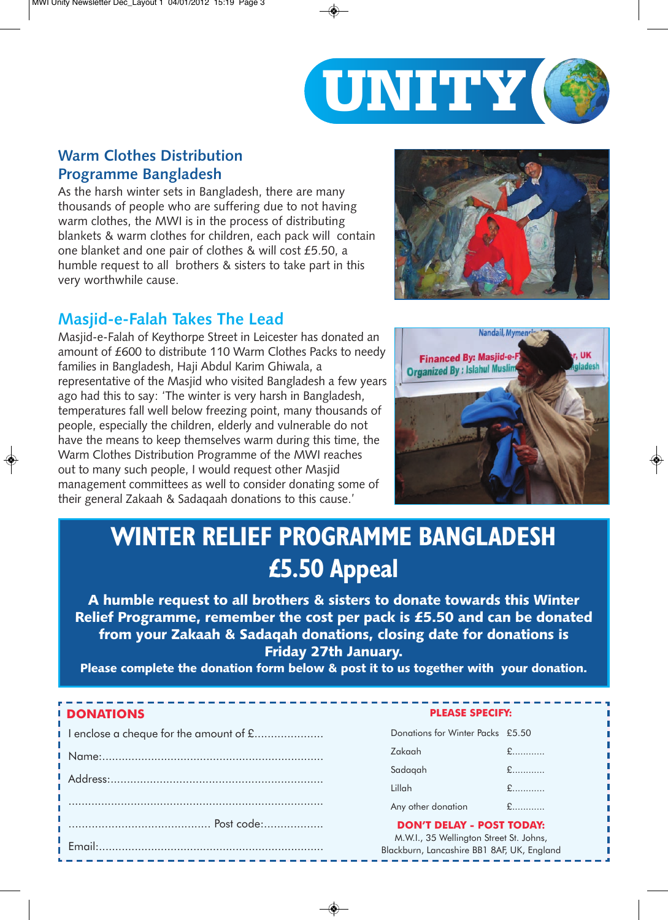# UNITY

## Warm Clothes Distribution Programme Bangladesh

As the harsh winter sets in Bangladesh, there are many thousands of people who are suffering due to not having warm clothes, the MWI is in the process of distributing blankets & warm clothes for children, each pack will contain one blanket and one pair of clothes & will cost £5.50, a humble request to all brothers & sisters to take part in this very worthwhile cause.

## Masjid-e-Falah Takes The Lead

Masjid-e-Falah of Keythorpe Street in Leicester has donated an amount of £600 to distribute 110 Warm Clothes Packs to needy families in Bangladesh, Haji Abdul Karim Ghiwala, a representative of the Masjid who visited Bangladesh a few years ago had this to say: 'The winter is very harsh in Bangladesh, temperatures fall well below freezing point, many thousands of people, especially the children, elderly and vulnerable do not have the means to keep themselves warm during this time, the Warm Clothes Distribution Programme of the MWI reaches out to many such people, I would request other Masjid management committees as well to consider donating some of their general Zakaah & Sadaqaah donations to this cause.'

## WINTER RELIEF PROGRAMME BANGLADESH £5.50 Appeal

**A humble request to all brothers & sisters to donate towards this Winter Relief Programme, remember the cost per pack is £5.50 and can be donated from your Zakaah & Sadaqah donations, closing date for donations is Friday 27th January.**

**Please complete the donation form below & post it to us together with your donation.**

### DONATIONS

I enclose a cheque for the amount of £.....................

Name:....................................................................

Address:.................................................................

.............................................................................

........................................... Post code:..................

Email:.....................................................................

**PLEASE SPECIFY:**

| | |
|---|---|
| Donations for Winter Packs | £5.50 |
| Zakaah | £............ |
| Sadaqah | £............ |
| Lillah | £............ |
| Any other donation | £............ |

**DON'T DELAY - POST TODAY:**

M.W.I., 35 Wellington Street St. Johns, Blackburn, Lancashire BB1 8AF, UK, England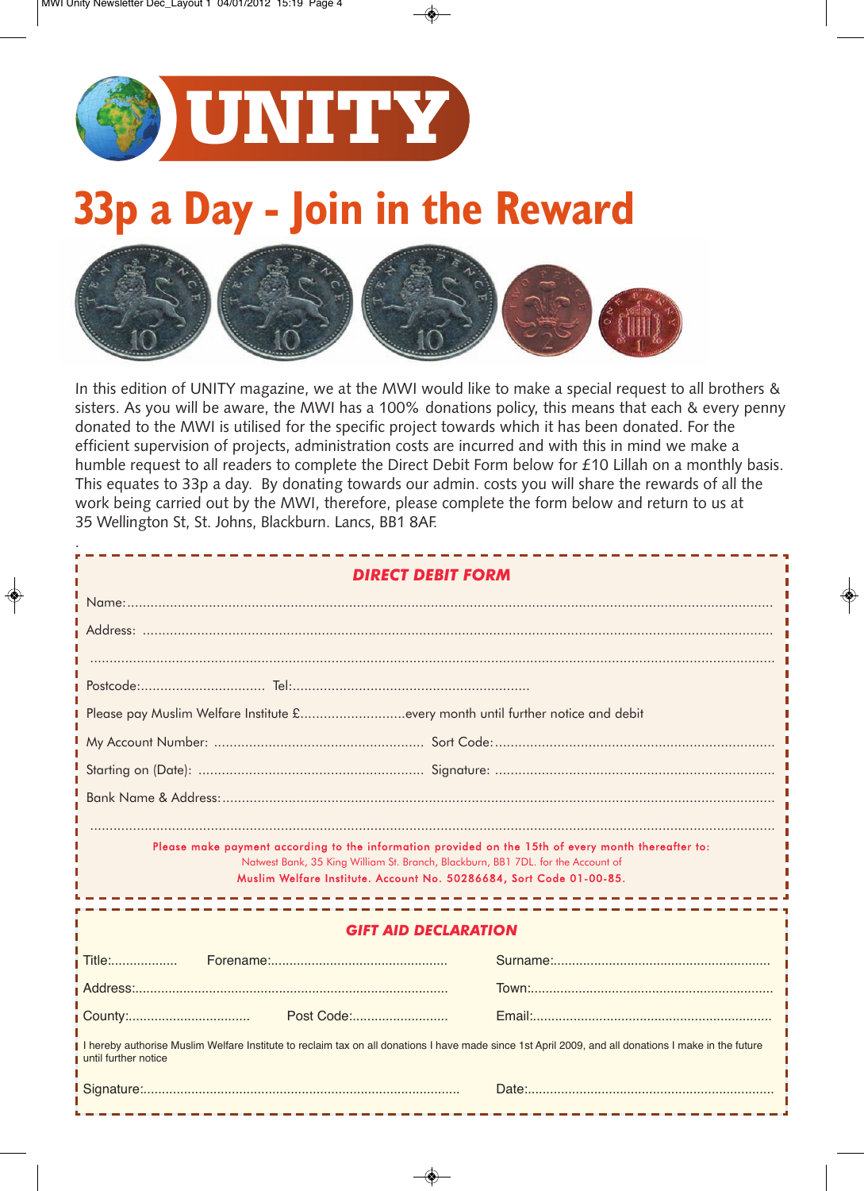# UNITY

## 33p a Day - Join in the Reward

In this edition of UNITY magazine, we at the MWI would like to make a special request to all brothers & sisters. As you will be aware, the MWI has a 100% donations policy, this means that each & every penny donated to the MWI is utilised for the specific project towards which it has been donated. For the efficient supervision of projects, administration costs are incurred and with this in mind we make a humble request to all readers to complete the Direct Debit Form below for £10 Lillah on a monthly basis. This equates to 33p a day. By donating towards our admin. costs you will share the rewards of all the work being carried out by the MWI, therefore, please complete the form below and return to us at 35 Wellington St, St. Johns, Blackburn. Lancs, BB1 8AF.

### *DIRECT DEBIT FORM*

Name:.......................................................................................................................................

Address: ...................................................................................................................................

....................................................................................................................................................

Postcode:................................ Tel:............................................................

Please pay Muslim Welfare Institute £..........................every month until further notice and debit

My Account Number: ...................................................... Sort Code:.......................................................................

Starting on (Date): .......................................................... Signature: .......................................................................

Bank Name & Address:.............................................................................................................

....................................................................................................................................................

**Please make payment according to the information provided on the 15th of every month thereafter to:**
Natwest Bank, 35 King William St. Branch, Blackburn, BB1 7DL. for the Account of
**Muslim Welfare Institute. Account No. 50286684, Sort Code 01-00-85.**

### *GIFT AID DECLARATION*

Title:.................. Forename:................................................ Surname:..........................................................

Address:.................................................................................. Town:.................................................................

County:................................ Post Code:.......................... Email:................................................................

I hereby authorise Muslim Welfare Institute to reclaim tax on all donations I have made since 1st April 2009, and all donations I make in the future until further notice

Signature:................................................................................ Date:..................................................................